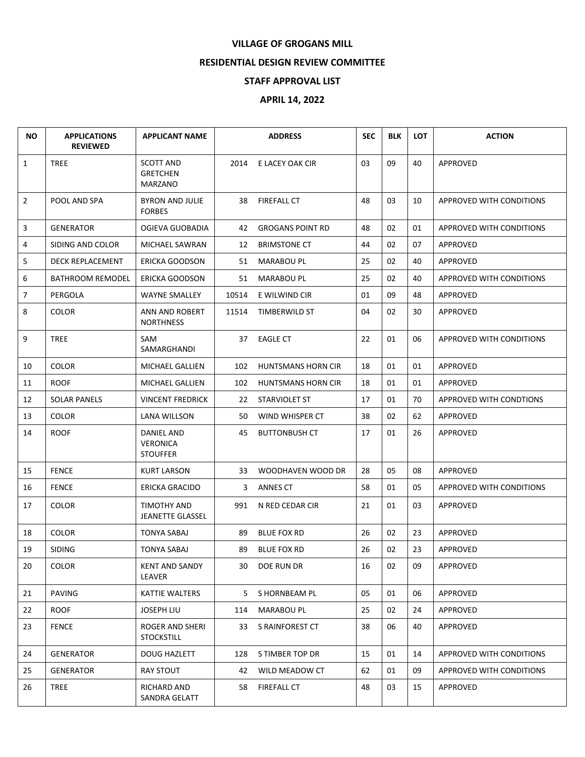# VILLAGE OF GROGANS MILL

## RESIDENTIAL DESIGN REVIEW COMMITTEE

## STAFF APPROVAL LIST

## APRIL 14, 2022

| NO | APPLICATIONS REVIEWED | APPLICANT NAME | ADDRESS | | SEC | BLK | LOT | ACTION |
|---|---|---|---|---|---|---|---|---|
| 1 | TREE | SCOTT AND GRETCHEN MARZANO | 2014 | E LACEY OAK CIR | 03 | 09 | 40 | APPROVED |
| 2 | POOL AND SPA | BYRON AND JULIE FORBES | 38 | FIREFALL CT | 48 | 03 | 10 | APPROVED WITH CONDITIONS |
| 3 | GENERATOR | OGIEVA GUOBADIA | 42 | GROGANS POINT RD | 48 | 02 | 01 | APPROVED WITH CONDITIONS |
| 4 | SIDING AND COLOR | MICHAEL SAWRAN | 12 | BRIMSTONE CT | 44 | 02 | 07 | APPROVED |
| 5 | DECK REPLACEMENT | ERICKA GOODSON | 51 | MARABOU PL | 25 | 02 | 40 | APPROVED |
| 6 | BATHROOM REMODEL | ERICKA GOODSON | 51 | MARABOU PL | 25 | 02 | 40 | APPROVED WITH CONDITIONS |
| 7 | PERGOLA | WAYNE SMALLEY | 10514 | E WILWIND CIR | 01 | 09 | 48 | APPROVED |
| 8 | COLOR | ANN AND ROBERT NORTHNESS | 11514 | TIMBERWILD ST | 04 | 02 | 30 | APPROVED |
| 9 | TREE | SAM SAMARGHANDI | 37 | EAGLE CT | 22 | 01 | 06 | APPROVED WITH CONDITIONS |
| 10 | COLOR | MICHAEL GALLIEN | 102 | HUNTSMANS HORN CIR | 18 | 01 | 01 | APPROVED |
| 11 | ROOF | MICHAEL GALLIEN | 102 | HUNTSMANS HORN CIR | 18 | 01 | 01 | APPROVED |
| 12 | SOLAR PANELS | VINCENT FREDRICK | 22 | STARVIOLET ST | 17 | 01 | 70 | APPROVED WITH CONDTIONS |
| 13 | COLOR | LANA WILLSON | 50 | WIND WHISPER CT | 38 | 02 | 62 | APPROVED |
| 14 | ROOF | DANIEL AND VERONICA STOUFFER | 45 | BUTTONBUSH CT | 17 | 01 | 26 | APPROVED |
| 15 | FENCE | KURT LARSON | 33 | WOODHAVEN WOOD DR | 28 | 05 | 08 | APPROVED |
| 16 | FENCE | ERICKA GRACIDO | 3 | ANNES CT | 58 | 01 | 05 | APPROVED WITH CONDITIONS |
| 17 | COLOR | TIMOTHY AND JEANETTE GLASSEL | 991 | N RED CEDAR CIR | 21 | 01 | 03 | APPROVED |
| 18 | COLOR | TONYA SABAJ | 89 | BLUE FOX RD | 26 | 02 | 23 | APPROVED |
| 19 | SIDING | TONYA SABAJ | 89 | BLUE FOX RD | 26 | 02 | 23 | APPROVED |
| 20 | COLOR | KENT AND SANDY LEAVER | 30 | DOE RUN DR | 16 | 02 | 09 | APPROVED |
| 21 | PAVING | KATTIE WALTERS | 5 | S HORNBEAM PL | 05 | 01 | 06 | APPROVED |
| 22 | ROOF | JOSEPH LIU | 114 | MARABOU PL | 25 | 02 | 24 | APPROVED |
| 23 | FENCE | ROGER AND SHERI STOCKSTILL | 33 | S RAINFOREST CT | 38 | 06 | 40 | APPROVED |
| 24 | GENERATOR | DOUG HAZLETT | 128 | S TIMBER TOP DR | 15 | 01 | 14 | APPROVED WITH CONDITIONS |
| 25 | GENERATOR | RAY STOUT | 42 | WILD MEADOW CT | 62 | 01 | 09 | APPROVED WITH CONDITIONS |
| 26 | TREE | RICHARD AND SANDRA GELATT | 58 | FIREFALL CT | 48 | 03 | 15 | APPROVED |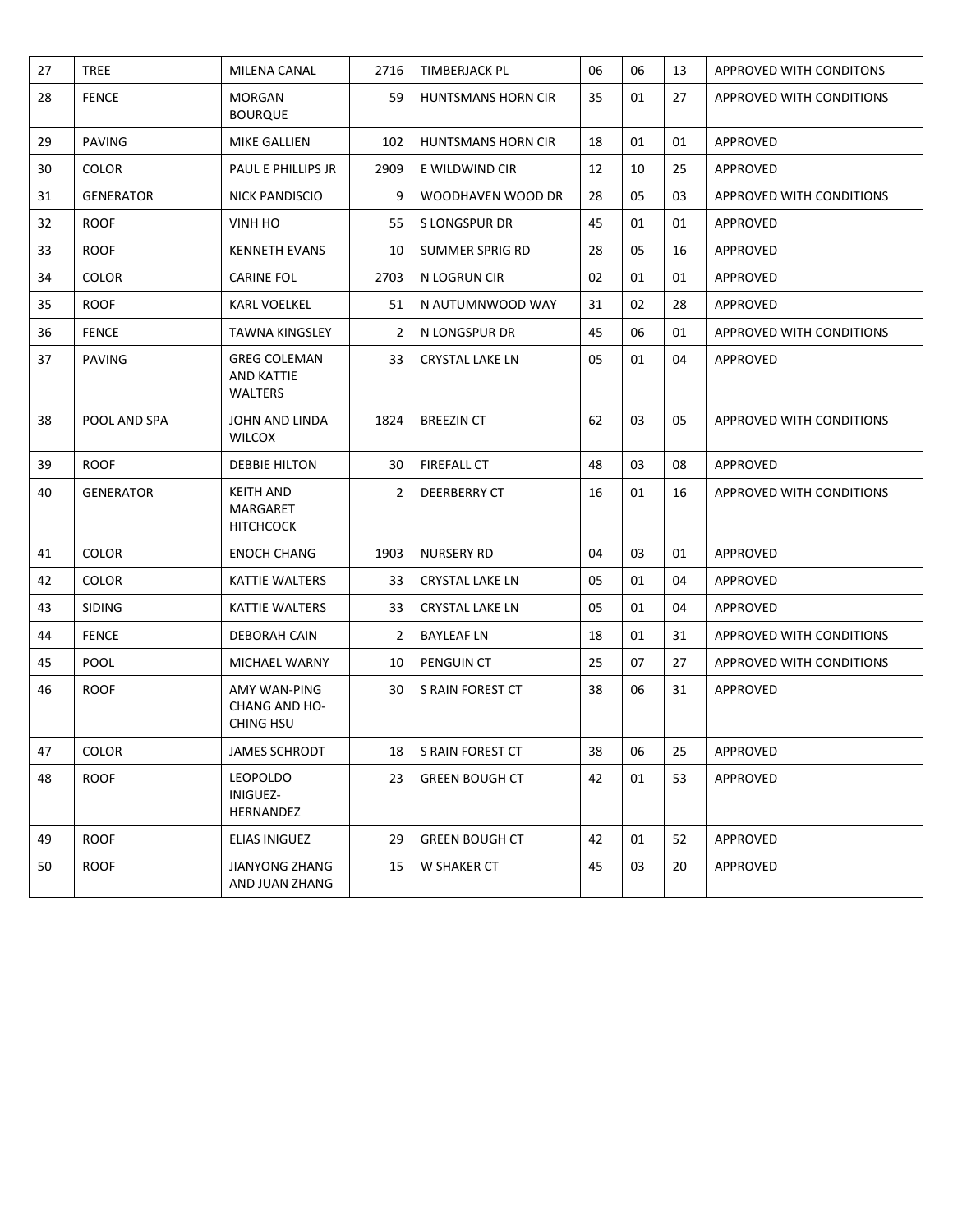| | | | | | | | | |
|---|---|---|---|---|---|---|---|---|
| 27 | TREE | MILENA CANAL | 2716 | TIMBERJACK PL | 06 | 06 | 13 | APPROVED WITH CONDITONS |
| 28 | FENCE | MORGAN BOURQUE | 59 | HUNTSMANS HORN CIR | 35 | 01 | 27 | APPROVED WITH CONDITIONS |
| 29 | PAVING | MIKE GALLIEN | 102 | HUNTSMANS HORN CIR | 18 | 01 | 01 | APPROVED |
| 30 | COLOR | PAUL E PHILLIPS JR | 2909 | E WILDWIND CIR | 12 | 10 | 25 | APPROVED |
| 31 | GENERATOR | NICK PANDISCIO | 9 | WOODHAVEN WOOD DR | 28 | 05 | 03 | APPROVED WITH CONDITIONS |
| 32 | ROOF | VINH HO | 55 | S LONGSPUR DR | 45 | 01 | 01 | APPROVED |
| 33 | ROOF | KENNETH EVANS | 10 | SUMMER SPRIG RD | 28 | 05 | 16 | APPROVED |
| 34 | COLOR | CARINE FOL | 2703 | N LOGRUN CIR | 02 | 01 | 01 | APPROVED |
| 35 | ROOF | KARL VOELKEL | 51 | N AUTUMNWOOD WAY | 31 | 02 | 28 | APPROVED |
| 36 | FENCE | TAWNA KINGSLEY | 2 | N LONGSPUR DR | 45 | 06 | 01 | APPROVED WITH CONDITIONS |
| 37 | PAVING | GREG COLEMAN AND KATTIE WALTERS | 33 | CRYSTAL LAKE LN | 05 | 01 | 04 | APPROVED |
| 38 | POOL AND SPA | JOHN AND LINDA WILCOX | 1824 | BREEZIN CT | 62 | 03 | 05 | APPROVED WITH CONDITIONS |
| 39 | ROOF | DEBBIE HILTON | 30 | FIREFALL CT | 48 | 03 | 08 | APPROVED |
| 40 | GENERATOR | KEITH AND MARGARET HITCHCOCK | 2 | DEERBERRY CT | 16 | 01 | 16 | APPROVED WITH CONDITIONS |
| 41 | COLOR | ENOCH CHANG | 1903 | NURSERY RD | 04 | 03 | 01 | APPROVED |
| 42 | COLOR | KATTIE WALTERS | 33 | CRYSTAL LAKE LN | 05 | 01 | 04 | APPROVED |
| 43 | SIDING | KATTIE WALTERS | 33 | CRYSTAL LAKE LN | 05 | 01 | 04 | APPROVED |
| 44 | FENCE | DEBORAH CAIN | 2 | BAYLEAF LN | 18 | 01 | 31 | APPROVED WITH CONDITIONS |
| 45 | POOL | MICHAEL WARNY | 10 | PENGUIN CT | 25 | 07 | 27 | APPROVED WITH CONDITIONS |
| 46 | ROOF | AMY WAN-PING CHANG AND HO-CHING HSU | 30 | S RAIN FOREST CT | 38 | 06 | 31 | APPROVED |
| 47 | COLOR | JAMES SCHRODT | 18 | S RAIN FOREST CT | 38 | 06 | 25 | APPROVED |
| 48 | ROOF | LEOPOLDO INIGUEZ-HERNANDEZ | 23 | GREEN BOUGH CT | 42 | 01 | 53 | APPROVED |
| 49 | ROOF | ELIAS INIGUEZ | 29 | GREEN BOUGH CT | 42 | 01 | 52 | APPROVED |
| 50 | ROOF | JIANYONG ZHANG AND JUAN ZHANG | 15 | W SHAKER CT | 45 | 03 | 20 | APPROVED |